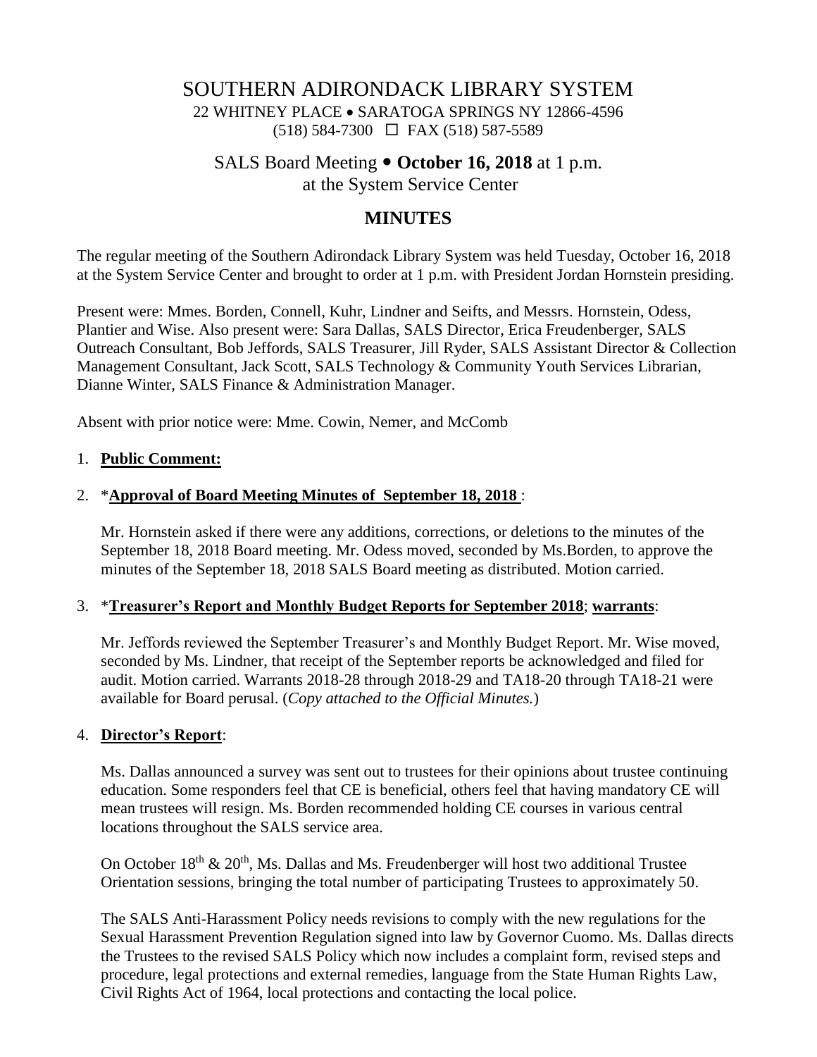# SOUTHERN ADIRONDACK LIBRARY SYSTEM

22 WHITNEY PLACE • SARATOGA SPRINGS NY 12866-4596
(518) 584-7300 ☐ FAX (518) 587-5589

## SALS Board Meeting • **October 16, 2018** at 1 p.m.
## at the System Service Center

## MINUTES

The regular meeting of the Southern Adirondack Library System was held Tuesday, October 16, 2018 at the System Service Center and brought to order at 1 p.m. with President Jordan Hornstein presiding.

Present were: Mmes. Borden, Connell, Kuhr, Lindner and Seifts, and Messrs. Hornstein, Odess, Plantier and Wise. Also present were: Sara Dallas, SALS Director, Erica Freudenberger, SALS Outreach Consultant, Bob Jeffords, SALS Treasurer, Jill Ryder, SALS Assistant Director & Collection Management Consultant, Jack Scott, SALS Technology & Community Youth Services Librarian, Dianne Winter, SALS Finance & Administration Manager.

Absent with prior notice were: Mme. Cowin, Nemer, and McComb

1. **Public Comment:**

2. *__Approval of Board Meeting Minutes of September 18, 2018__ :

   Mr. Hornstein asked if there were any additions, corrections, or deletions to the minutes of the September 18, 2018 Board meeting. Mr. Odess moved, seconded by Ms.Borden, to approve the minutes of the September 18, 2018 SALS Board meeting as distributed. Motion carried.

3. *__Treasurer's Report and Monthly Budget Reports for September 2018__; __warrants__:

   Mr. Jeffords reviewed the September Treasurer's and Monthly Budget Report. Mr. Wise moved, seconded by Ms. Lindner, that receipt of the September reports be acknowledged and filed for audit. Motion carried. Warrants 2018-28 through 2018-29 and TA18-20 through TA18-21 were available for Board perusal. (*Copy attached to the Official Minutes.*)

4. **Director's Report**:

   Ms. Dallas announced a survey was sent out to trustees for their opinions about trustee continuing education. Some responders feel that CE is beneficial, others feel that having mandatory CE will mean trustees will resign. Ms. Borden recommended holding CE courses in various central locations throughout the SALS service area.

   On October 18th & 20th, Ms. Dallas and Ms. Freudenberger will host two additional Trustee Orientation sessions, bringing the total number of participating Trustees to approximately 50.

   The SALS Anti-Harassment Policy needs revisions to comply with the new regulations for the Sexual Harassment Prevention Regulation signed into law by Governor Cuomo. Ms. Dallas directs the Trustees to the revised SALS Policy which now includes a complaint form, revised steps and procedure, legal protections and external remedies, language from the State Human Rights Law, Civil Rights Act of 1964, local protections and contacting the local police.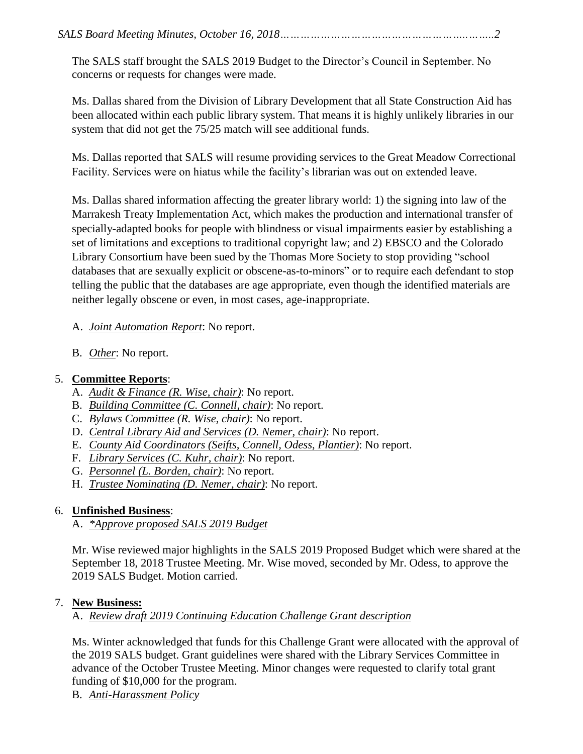The SALS staff brought the SALS 2019 Budget to the Director's Council in September. No concerns or requests for changes were made.

Ms. Dallas shared from the Division of Library Development that all State Construction Aid has been allocated within each public library system. That means it is highly unlikely libraries in our system that did not get the 75/25 match will see additional funds.

Ms. Dallas reported that SALS will resume providing services to the Great Meadow Correctional Facility. Services were on hiatus while the facility's librarian was out on extended leave.

Ms. Dallas shared information affecting the greater library world: 1) the signing into law of the Marrakesh Treaty Implementation Act, which makes the production and international transfer of specially-adapted books for people with blindness or visual impairments easier by establishing a set of limitations and exceptions to traditional copyright law; and 2) EBSCO and the Colorado Library Consortium have been sued by the Thomas More Society to stop providing "school databases that are sexually explicit or obscene-as-to-minors" or to require each defendant to stop telling the public that the databases are age appropriate, even though the identified materials are neither legally obscene or even, in most cases, age-inappropriate.

A. *Joint Automation Report*: No report.

B. *Other*: No report.

5. **Committee Reports**:
   A. *Audit & Finance (R. Wise, chair)*: No report.
   B. *Building Committee (C. Connell, chair)*: No report.
   C. *Bylaws Committee (R. Wise, chair)*: No report.
   D. *Central Library Aid and Services (D. Nemer, chair)*: No report.
   E. *County Aid Coordinators (Seifts, Connell, Odess, Plantier)*: No report.
   F. *Library Services (C. Kuhr, chair)*: No report.
   G. *Personnel (L. Borden, chair)*: No report.
   H. *Trustee Nominating (D. Nemer, chair)*: No report.

6. **Unfinished Business**:
   A. *\*Approve proposed SALS 2019 Budget*

Mr. Wise reviewed major highlights in the SALS 2019 Proposed Budget which were shared at the September 18, 2018 Trustee Meeting. Mr. Wise moved, seconded by Mr. Odess, to approve the 2019 SALS Budget. Motion carried.

7. **New Business:**
   A. *Review draft 2019 Continuing Education Challenge Grant description*

Ms. Winter acknowledged that funds for this Challenge Grant were allocated with the approval of the 2019 SALS budget. Grant guidelines were shared with the Library Services Committee in advance of the October Trustee Meeting. Minor changes were requested to clarify total grant funding of $10,000 for the program.

B. *Anti-Harassment Policy*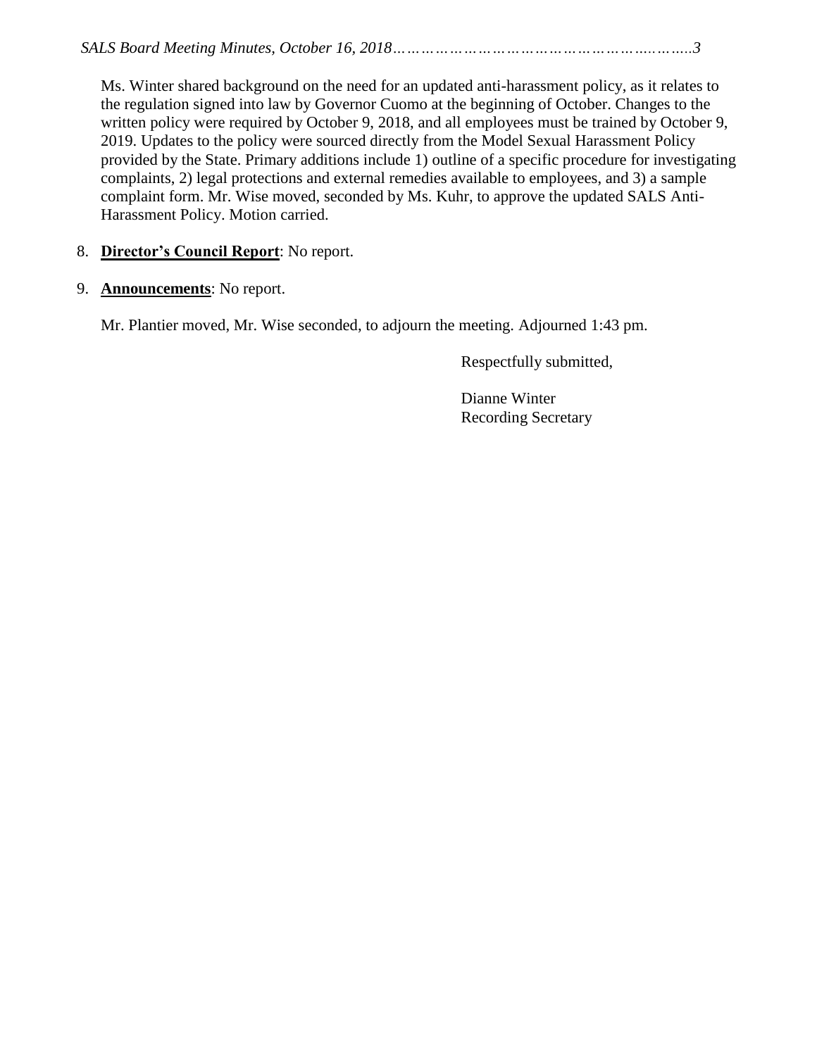Ms. Winter shared background on the need for an updated anti-harassment policy, as it relates to the regulation signed into law by Governor Cuomo at the beginning of October. Changes to the written policy were required by October 9, 2018, and all employees must be trained by October 9, 2019. Updates to the policy were sourced directly from the Model Sexual Harassment Policy provided by the State. Primary additions include 1) outline of a specific procedure for investigating complaints, 2) legal protections and external remedies available to employees, and 3) a sample complaint form. Mr. Wise moved, seconded by Ms. Kuhr, to approve the updated SALS Anti-Harassment Policy. Motion carried.

8. **Director's Council Report**: No report.

9. **Announcements**: No report.

Mr. Plantier moved, Mr. Wise seconded, to adjourn the meeting. Adjourned 1:43 pm.

Respectfully submitted,

Dianne Winter
Recording Secretary